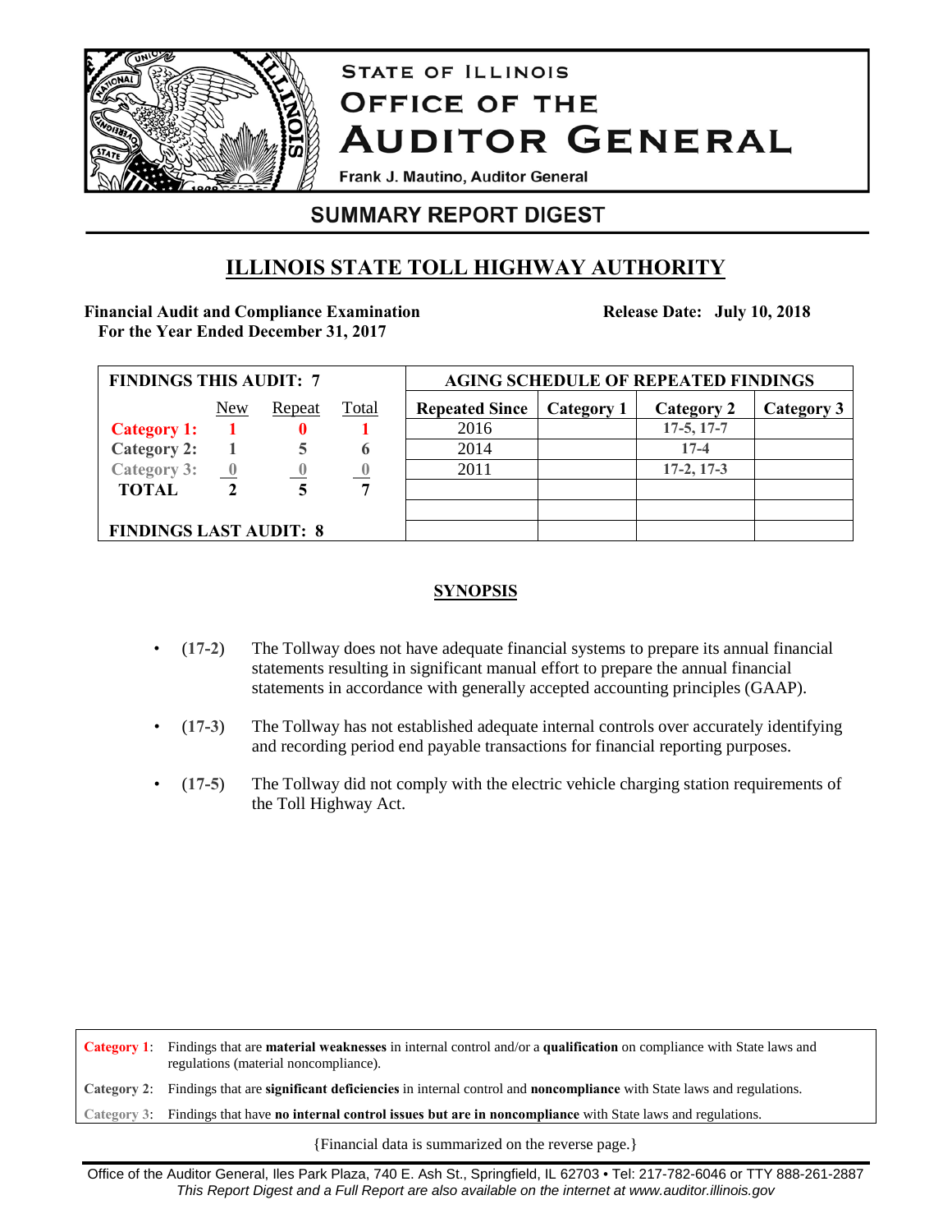# STATE OF ILLINOIS
# OFFICE OF THE AUDITOR GENERAL

Frank J. Mautino, Auditor General

## SUMMARY REPORT DIGEST

## ILLINOIS STATE TOLL HIGHWAY AUTHORITY

**Financial Audit and Compliance Examination**
**For the Year Ended December 31, 2017**

**Release Date: July 10, 2018**

| FINDINGS THIS AUDIT: 7 | New | Repeat | Total |
|---|---|---|---|
| **Category 1:** | **1** | **0** | **1** |
| **Category 2:** | **1** | **5** | **6** |
| **Category 3:** | **0** | **0** | **0** |
| **TOTAL** | **2** | **5** | **7** |
| **FINDINGS LAST AUDIT: 8** | | | |

| AGING SCHEDULE OF REPEATED FINDINGS | | | |
|---|---|---|---|
| **Repeated Since** | **Category 1** | **Category 2** | **Category 3** |
| 2016 | | **17-5, 17-7** | |
| 2014 | | **17-4** | |
| 2011 | | **17-2, 17-3** | |

**SYNOPSIS**

- **(17-2)** The Tollway does not have adequate financial systems to prepare its annual financial statements resulting in significant manual effort to prepare the annual financial statements in accordance with generally accepted accounting principles (GAAP).
- **(17-3)** The Tollway has not established adequate internal controls over accurately identifying and recording period end payable transactions for financial reporting purposes.
- **(17-5)** The Tollway did not comply with the electric vehicle charging station requirements of the Toll Highway Act.

**Category 1**: Findings that are **material weaknesses** in internal control and/or a **qualification** on compliance with State laws and regulations (material noncompliance).

**Category 2**: Findings that are **significant deficiencies** in internal control and **noncompliance** with State laws and regulations.

**Category 3**: Findings that have **no internal control issues but are in noncompliance** with State laws and regulations.

{Financial data is summarized on the reverse page.}

Office of the Auditor General, Iles Park Plaza, 740 E. Ash St., Springfield, IL 62703 • Tel: 217-782-6046 or TTY 888-261-2887
*This Report Digest and a Full Report are also available on the internet at www.auditor.illinois.gov*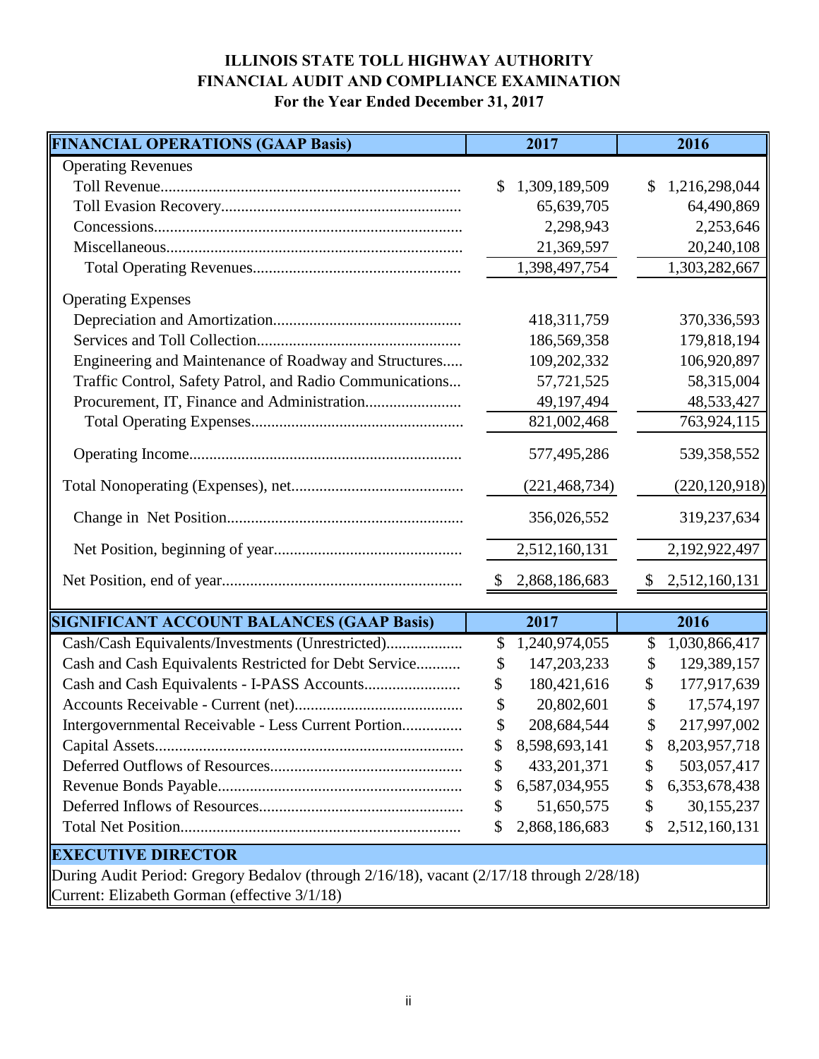**ILLINOIS STATE TOLL HIGHWAY AUTHORITY**
**FINANCIAL AUDIT AND COMPLIANCE EXAMINATION**
**For the Year Ended December 31, 2017**

| **FINANCIAL OPERATIONS (GAAP Basis)** | **2017** | **2016** |
|---|---|---|
| Operating Revenues | | |
| Toll Revenue | $ 1,309,189,509 | $ 1,216,298,044 |
| Toll Evasion Recovery | 65,639,705 | 64,490,869 |
| Concessions | 2,298,943 | 2,253,646 |
| Miscellaneous | 21,369,597 | 20,240,108 |
| Total Operating Revenues | 1,398,497,754 | 1,303,282,667 |
| Operating Expenses | | |
| Depreciation and Amortization | 418,311,759 | 370,336,593 |
| Services and Toll Collection | 186,569,358 | 179,818,194 |
| Engineering and Maintenance of Roadway and Structures | 109,202,332 | 106,920,897 |
| Traffic Control, Safety Patrol, and Radio Communications | 57,721,525 | 58,315,004 |
| Procurement, IT, Finance and Administration | 49,197,494 | 48,533,427 |
| Total Operating Expenses | 821,002,468 | 763,924,115 |
| Operating Income | 577,495,286 | 539,358,552 |
| Total Nonoperating (Expenses), net | (221,468,734) | (220,120,918) |
| Change in Net Position | 356,026,552 | 319,237,634 |
| Net Position, beginning of year | 2,512,160,131 | 2,192,922,497 |
| Net Position, end of year | $ 2,868,186,683 | $ 2,512,160,131 |

| **SIGNIFICANT ACCOUNT BALANCES (GAAP Basis)** | **2017** | **2016** |
|---|---|---|
| Cash/Cash Equivalents/Investments (Unrestricted) | $ 1,240,974,055 | $ 1,030,866,417 |
| Cash and Cash Equivalents Restricted for Debt Service | $ 147,203,233 | $ 129,389,157 |
| Cash and Cash Equivalents - I-PASS Accounts | $ 180,421,616 | $ 177,917,639 |
| Accounts Receivable - Current (net) | $ 20,802,601 | $ 17,574,197 |
| Intergovernmental Receivable - Less Current Portion | $ 208,684,544 | $ 217,997,002 |
| Capital Assets | $ 8,598,693,141 | $ 8,203,957,718 |
| Deferred Outflows of Resources | $ 433,201,371 | $ 503,057,417 |
| Revenue Bonds Payable | $ 6,587,034,955 | $ 6,353,678,438 |
| Deferred Inflows of Resources | $ 51,650,575 | $ 30,155,237 |
| Total Net Position | $ 2,868,186,683 | $ 2,512,160,131 |

**EXECUTIVE DIRECTOR**

During Audit Period: Gregory Bedalov (through 2/16/18), vacant (2/17/18 through 2/28/18)
Current: Elizabeth Gorman (effective 3/1/18)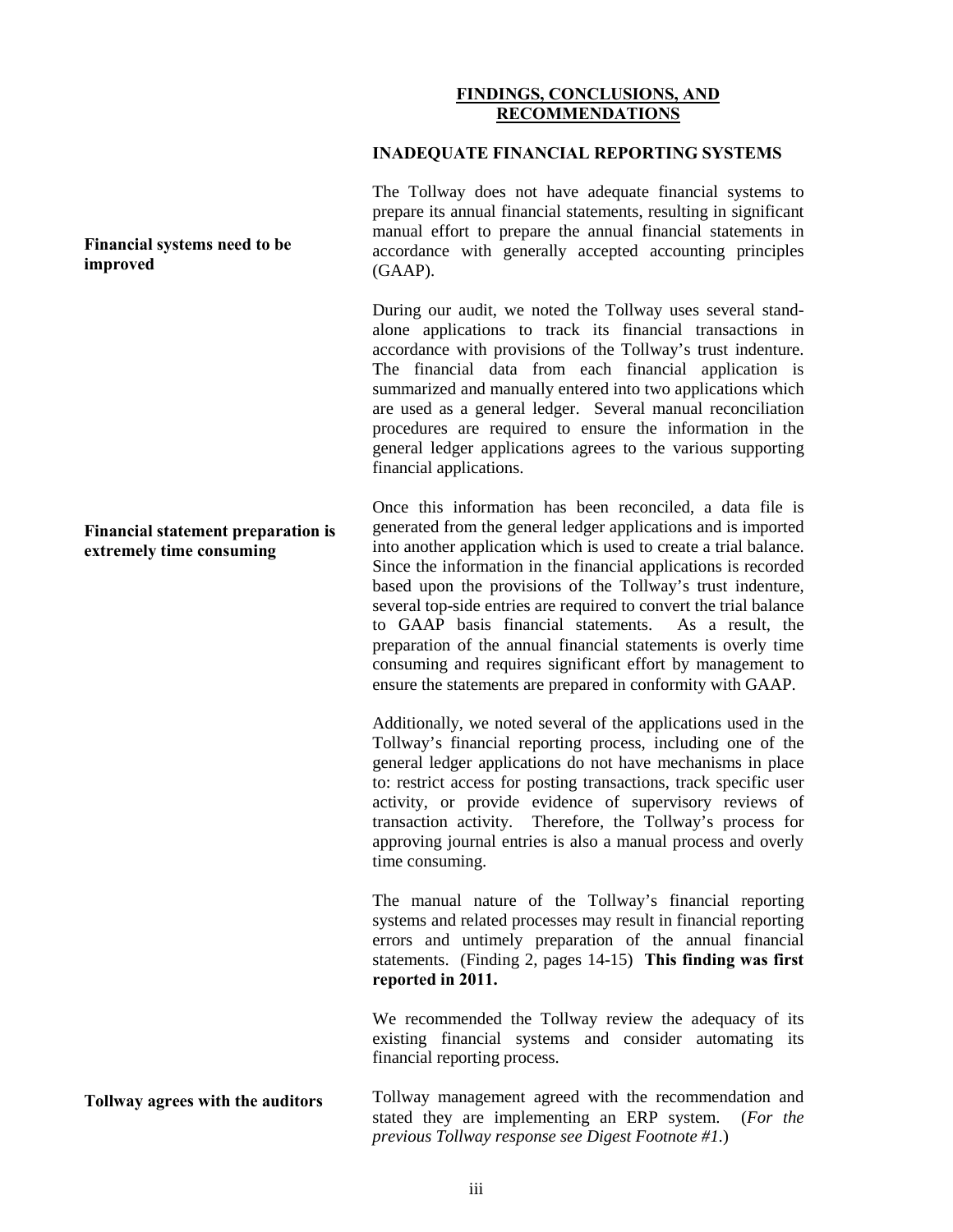## FINDINGS, CONCLUSIONS, AND RECOMMENDATIONS

### INADEQUATE FINANCIAL REPORTING SYSTEMS

**Financial systems need to be improved**

The Tollway does not have adequate financial systems to prepare its annual financial statements, resulting in significant manual effort to prepare the annual financial statements in accordance with generally accepted accounting principles (GAAP).

During our audit, we noted the Tollway uses several stand-alone applications to track its financial transactions in accordance with provisions of the Tollway's trust indenture. The financial data from each financial application is summarized and manually entered into two applications which are used as a general ledger. Several manual reconciliation procedures are required to ensure the information in the general ledger applications agrees to the various supporting financial applications.

**Financial statement preparation is extremely time consuming**

Once this information has been reconciled, a data file is generated from the general ledger applications and is imported into another application which is used to create a trial balance. Since the information in the financial applications is recorded based upon the provisions of the Tollway's trust indenture, several top-side entries are required to convert the trial balance to GAAP basis financial statements. As a result, the preparation of the annual financial statements is overly time consuming and requires significant effort by management to ensure the statements are prepared in conformity with GAAP.

Additionally, we noted several of the applications used in the Tollway's financial reporting process, including one of the general ledger applications do not have mechanisms in place to: restrict access for posting transactions, track specific user activity, or provide evidence of supervisory reviews of transaction activity. Therefore, the Tollway's process for approving journal entries is also a manual process and overly time consuming.

The manual nature of the Tollway's financial reporting systems and related processes may result in financial reporting errors and untimely preparation of the annual financial statements. (Finding 2, pages 14-15) **This finding was first reported in 2011.**

We recommended the Tollway review the adequacy of its existing financial systems and consider automating its financial reporting process.

**Tollway agrees with the auditors**

Tollway management agreed with the recommendation and stated they are implementing an ERP system. (*For the previous Tollway response see Digest Footnote #1.*)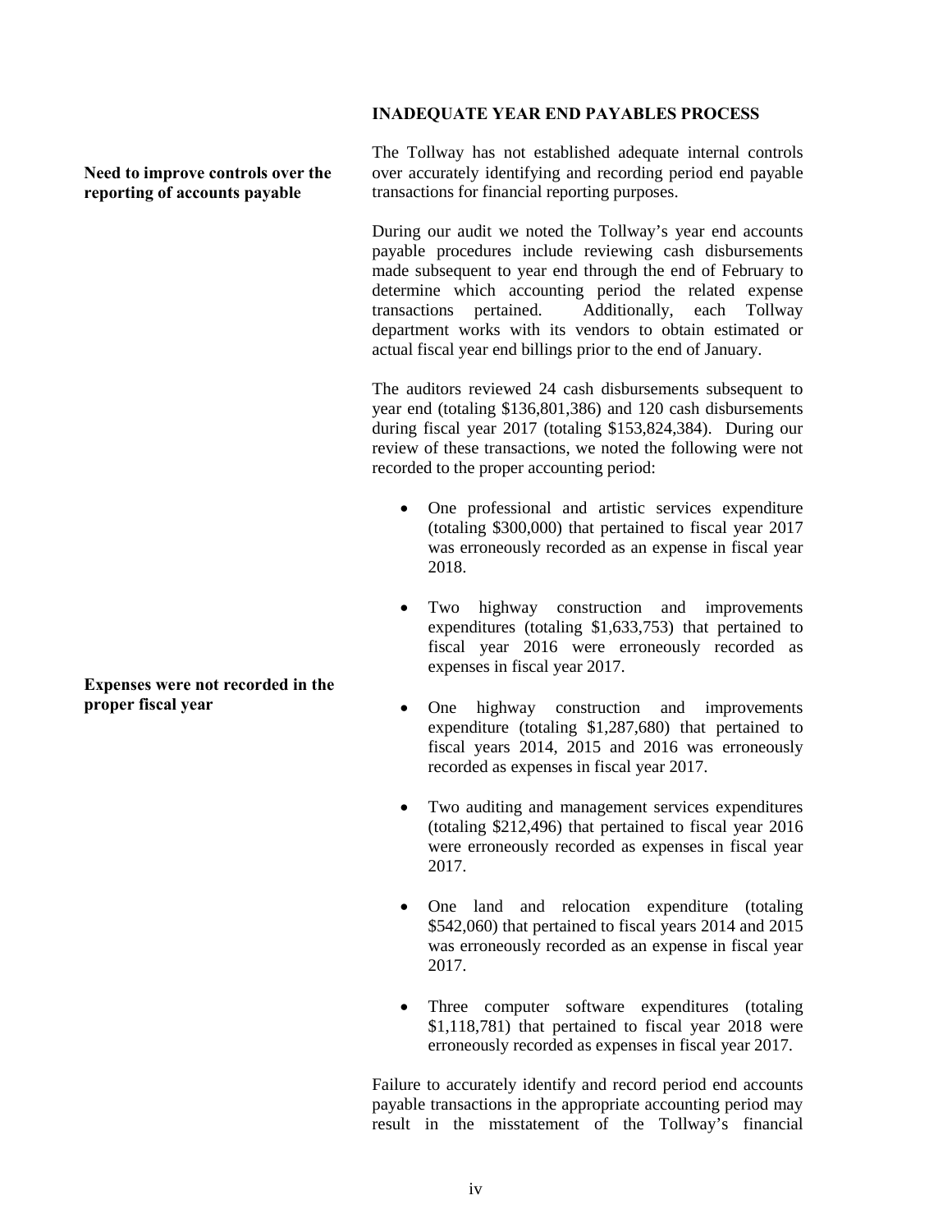## INADEQUATE YEAR END PAYABLES PROCESS

**Need to improve controls over the reporting of accounts payable**

The Tollway has not established adequate internal controls over accurately identifying and recording period end payable transactions for financial reporting purposes.

During our audit we noted the Tollway's year end accounts payable procedures include reviewing cash disbursements made subsequent to year end through the end of February to determine which accounting period the related expense transactions pertained. Additionally, each Tollway department works with its vendors to obtain estimated or actual fiscal year end billings prior to the end of January.

The auditors reviewed 24 cash disbursements subsequent to year end (totaling $136,801,386) and 120 cash disbursements during fiscal year 2017 (totaling $153,824,384). During our review of these transactions, we noted the following were not recorded to the proper accounting period:

**Expenses were not recorded in the proper fiscal year**

- One professional and artistic services expenditure (totaling $300,000) that pertained to fiscal year 2017 was erroneously recorded as an expense in fiscal year 2018.
- Two highway construction and improvements expenditures (totaling $1,633,753) that pertained to fiscal year 2016 were erroneously recorded as expenses in fiscal year 2017.
- One highway construction and improvements expenditure (totaling $1,287,680) that pertained to fiscal years 2014, 2015 and 2016 was erroneously recorded as expenses in fiscal year 2017.
- Two auditing and management services expenditures (totaling $212,496) that pertained to fiscal year 2016 were erroneously recorded as expenses in fiscal year 2017.
- One land and relocation expenditure (totaling $542,060) that pertained to fiscal years 2014 and 2015 was erroneously recorded as an expense in fiscal year 2017.
- Three computer software expenditures (totaling $1,118,781) that pertained to fiscal year 2018 were erroneously recorded as expenses in fiscal year 2017.

Failure to accurately identify and record period end accounts payable transactions in the appropriate accounting period may result in the misstatement of the Tollway's financial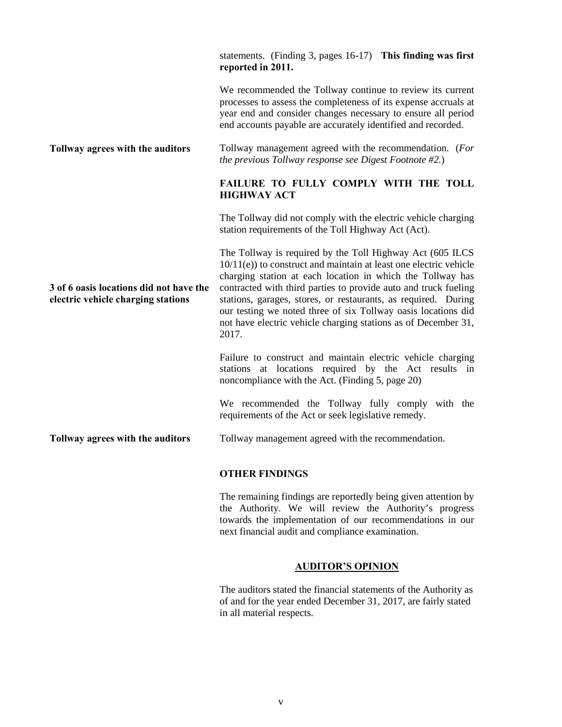statements. (Finding 3, pages 16-17) **This finding was first reported in 2011.**

We recommended the Tollway continue to review its current processes to assess the completeness of its expense accruals at year end and consider changes necessary to ensure all period end accounts payable are accurately identified and recorded.

**Tollway agrees with the auditors**

Tollway management agreed with the recommendation. (*For the previous Tollway response see Digest Footnote #2.*)

**FAILURE TO FULLY COMPLY WITH THE TOLL HIGHWAY ACT**

The Tollway did not comply with the electric vehicle charging station requirements of the Toll Highway Act (Act).

**3 of 6 oasis locations did not have the electric vehicle charging stations**

The Tollway is required by the Toll Highway Act (605 ILCS 10/11(e)) to construct and maintain at least one electric vehicle charging station at each location in which the Tollway has contracted with third parties to provide auto and truck fueling stations, garages, stores, or restaurants, as required. During our testing we noted three of six Tollway oasis locations did not have electric vehicle charging stations as of December 31, 2017.

Failure to construct and maintain electric vehicle charging stations at locations required by the Act results in noncompliance with the Act. (Finding 5, page 20)

We recommended the Tollway fully comply with the requirements of the Act or seek legislative remedy.

**Tollway agrees with the auditors**

Tollway management agreed with the recommendation.

**OTHER FINDINGS**

The remaining findings are reportedly being given attention by the Authority. We will review the Authority's progress towards the implementation of our recommendations in our next financial audit and compliance examination.

**AUDITOR'S OPINION**

The auditors stated the financial statements of the Authority as of and for the year ended December 31, 2017, are fairly stated in all material respects.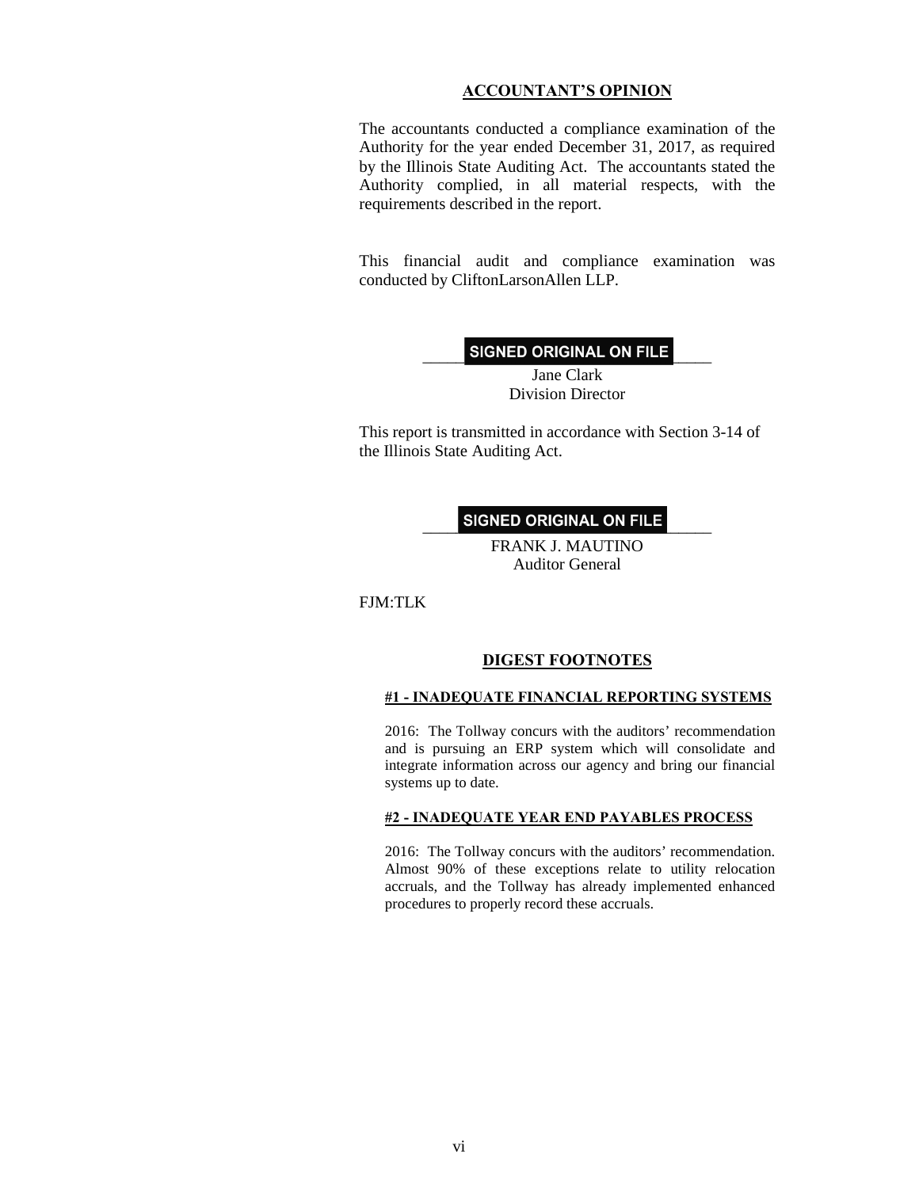## ACCOUNTANT'S OPINION

The accountants conducted a compliance examination of the Authority for the year ended December 31, 2017, as required by the Illinois State Auditing Act. The accountants stated the Authority complied, in all material respects, with the requirements described in the report.

This financial audit and compliance examination was conducted by CliftonLarsonAllen LLP.

SIGNED ORIGINAL ON FILE

Jane Clark
Division Director

This report is transmitted in accordance with Section 3-14 of the Illinois State Auditing Act.

SIGNED ORIGINAL ON FILE

FRANK J. MAUTINO
Auditor General

FJM:TLK

## DIGEST FOOTNOTES

#### #1 - INADEQUATE FINANCIAL REPORTING SYSTEMS

2016: The Tollway concurs with the auditors' recommendation and is pursuing an ERP system which will consolidate and integrate information across our agency and bring our financial systems up to date.

#### #2 - INADEQUATE YEAR END PAYABLES PROCESS

2016: The Tollway concurs with the auditors' recommendation. Almost 90% of these exceptions relate to utility relocation accruals, and the Tollway has already implemented enhanced procedures to properly record these accruals.